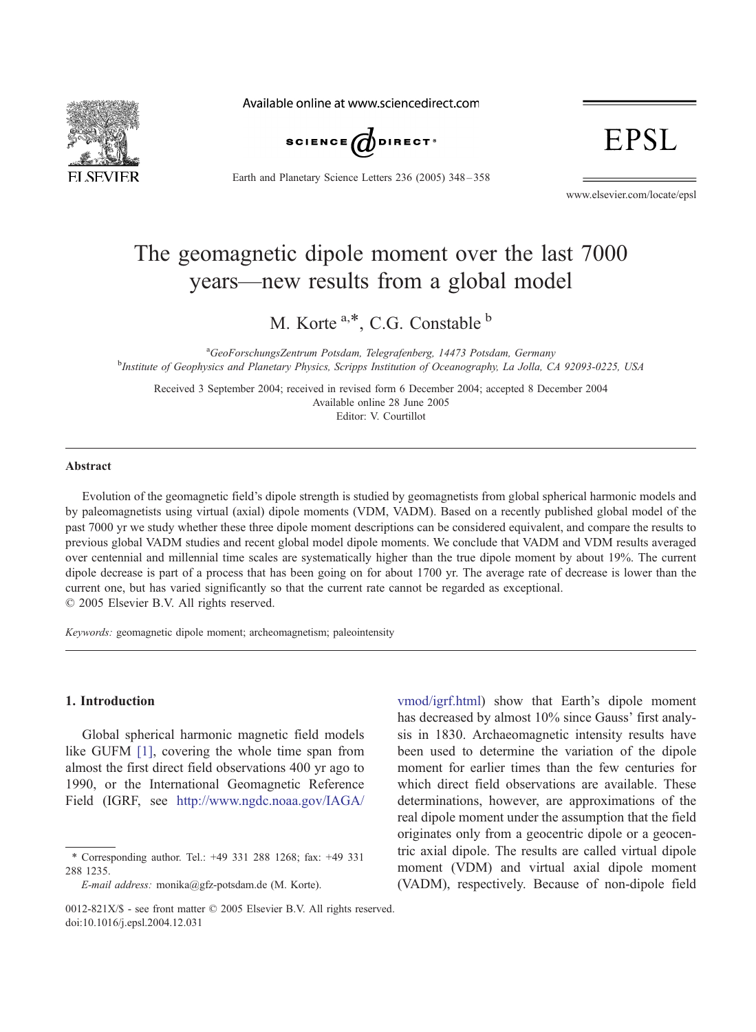# The geomagnetic dipole moment over the last 7000 years—new results from a global model

M. Korte [a,*], C.G. Constable [b]

[a] GeoForschungsZentrum Potsdam, Telegrafenberg, 14473 Potsdam, Germany
[b] Institute of Geophysics and Planetary Physics, Scripps Institution of Oceanography, La Jolla, CA 92093-0225, USA

Received 3 September 2004; received in revised form 6 December 2004; accepted 8 December 2004
Available online 28 June 2005
Editor: V. Courtillot

## Abstract

Evolution of the geomagnetic field's dipole strength is studied by geomagnetists from global spherical harmonic models and by paleomagnetists using virtual (axial) dipole moments (VDM, VADM). Based on a recently published global model of the past 7000 yr we study whether these three dipole moment descriptions can be considered equivalent, and compare the results to previous global VADM studies and recent global model dipole moments. We conclude that VADM and VDM results averaged over centennial and millennial time scales are systematically higher than the true dipole moment by about 19%. The current dipole decrease is part of a process that has been going on for about 1700 yr. The average rate of decrease is lower than the current one, but has varied significantly so that the current rate cannot be regarded as exceptional.
© 2005 Elsevier B.V. All rights reserved.

*Keywords:* geomagnetic dipole moment; archeomagnetism; paleointensity

## 1. Introduction

Global spherical harmonic magnetic field models like GUFM [1], covering the whole time span from almost the first direct field observations 400 yr ago to 1990, or the International Geomagnetic Reference Field (IGRF, see http://www.ngdc.noaa.gov/IAGA/vmod/igrf.html) show that Earth's dipole moment has decreased by almost 10% since Gauss' first analysis in 1830. Archaeomagnetic intensity results have been used to determine the variation of the dipole moment for earlier times than the few centuries for which direct field observations are available. These determinations, however, are approximations of the real dipole moment under the assumption that the field originates only from a geocentric dipole or a geocentric axial dipole. The results are called virtual dipole moment (VDM) and virtual axial dipole moment (VADM), respectively. Because of non-dipole field

* Corresponding author. Tel.: +49 331 288 1268; fax: +49 331 288 1235.
*E-mail address:* monika@gfz-potsdam.de (M. Korte).

0012-821X/$ - see front matter © 2005 Elsevier B.V. All rights reserved.
doi:10.1016/j.epsl.2004.12.031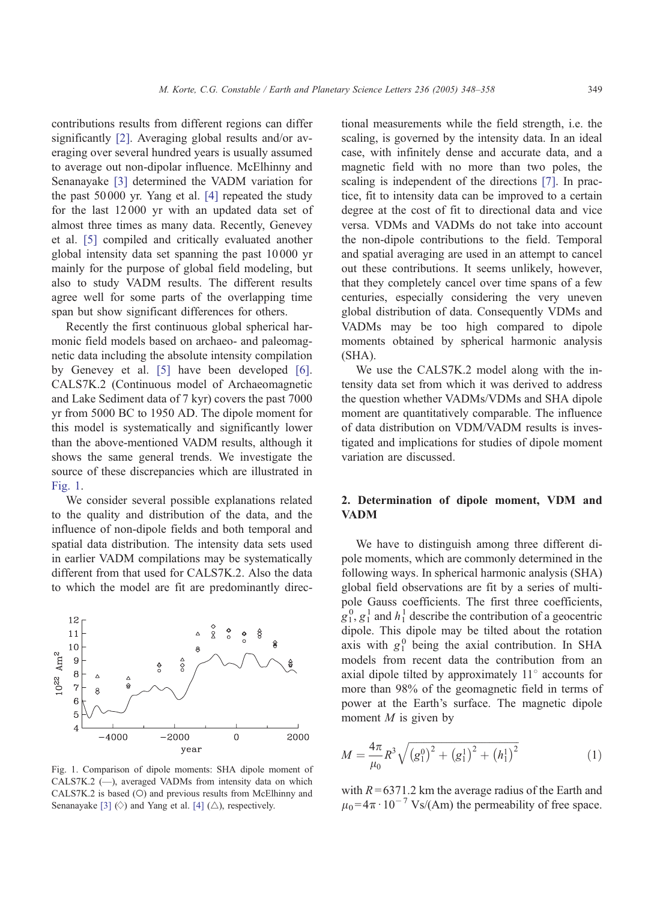contributions results from different regions can differ significantly [2]. Averaging global results and/or averaging over several hundred years is usually assumed to average out non-dipolar influence. McElhinny and Senanayake [3] determined the VADM variation for the past 50 000 yr. Yang et al. [4] repeated the study for the last 12 000 yr with an updated data set of almost three times as many data. Recently, Genevey et al. [5] compiled and critically evaluated another global intensity data set spanning the past 10 000 yr mainly for the purpose of global field modeling, but also to study VADM results. The different results agree well for some parts of the overlapping time span but show significant differences for others.

Recently the first continuous global spherical harmonic field models based on archaeo- and paleomagnetic data including the absolute intensity compilation by Genevey et al. [5] have been developed [6]. CALS7K.2 (Continuous model of Archaeomagnetic and Lake Sediment data of 7 kyr) covers the past 7000 yr from 5000 BC to 1950 AD. The dipole moment for this model is systematically and significantly lower than the above-mentioned VADM results, although it shows the same general trends. We investigate the source of these discrepancies which are illustrated in Fig. 1.

We consider several possible explanations related to the quality and distribution of the data, and the influence of non-dipole fields and both temporal and spatial data distribution. The intensity data sets used in earlier VADM compilations may be systematically different from that used for CALS7K.2. Also the data to which the model are fit are predominantly directional measurements while the field strength, i.e. the scaling, is governed by the intensity data. In an ideal case, with infinitely dense and accurate data, and a magnetic field with no more than two poles, the scaling is independent of the directions [7]. In practice, fit to intensity data can be improved to a certain degree at the cost of fit to directional data and vice versa. VDMs and VADMs do not take into account the non-dipole contributions to the field. Temporal and spatial averaging are used in an attempt to cancel out these contributions. It seems unlikely, however, that they completely cancel over time spans of a few centuries, especially considering the very uneven global distribution of data. Consequently VDMs and VADMs may be too high compared to dipole moments obtained by spherical harmonic analysis (SHA).

Fig. 1. Comparison of dipole moments: SHA dipole moment of CALS7K.2 (—), averaged VADMs from intensity data on which CALS7K.2 is based (○) and previous results from McElhinny and Senanayake [3] (◇) and Yang et al. [4] (△), respectively.

We use the CALS7K.2 model along with the intensity data set from which it was derived to address the question whether VADMs/VDMs and SHA dipole moment are quantitatively comparable. The influence of data distribution on VDM/VADM results is investigated and implications for studies of dipole moment variation are discussed.

## 2. Determination of dipole moment, VDM and VADM

We have to distinguish among three different dipole moments, which are commonly determined in the following ways. In spherical harmonic analysis (SHA) global field observations are fit by a series of multipole Gauss coefficients. The first three coefficients, $g_1^0$, $g_1^1$ and $h_1^1$ describe the contribution of a geocentric dipole. This dipole may be tilted about the rotation axis with $g_1^0$ being the axial contribution. In SHA models from recent data the contribution from an axial dipole tilted by approximately 11° accounts for more than 98% of the geomagnetic field in terms of power at the Earth's surface. The magnetic dipole moment $M$ is given by

$$M = \frac{4\pi}{\mu_0} R^3 \sqrt{\left(g_1^0\right)^2 + \left(g_1^1\right)^2 + \left(h_1^1\right)^2} \tag{1}$$

with $R = 6371.2$ km the average radius of the Earth and $\mu_0 = 4\pi \cdot 10^{-7}$ Vs/(Am) the permeability of free space.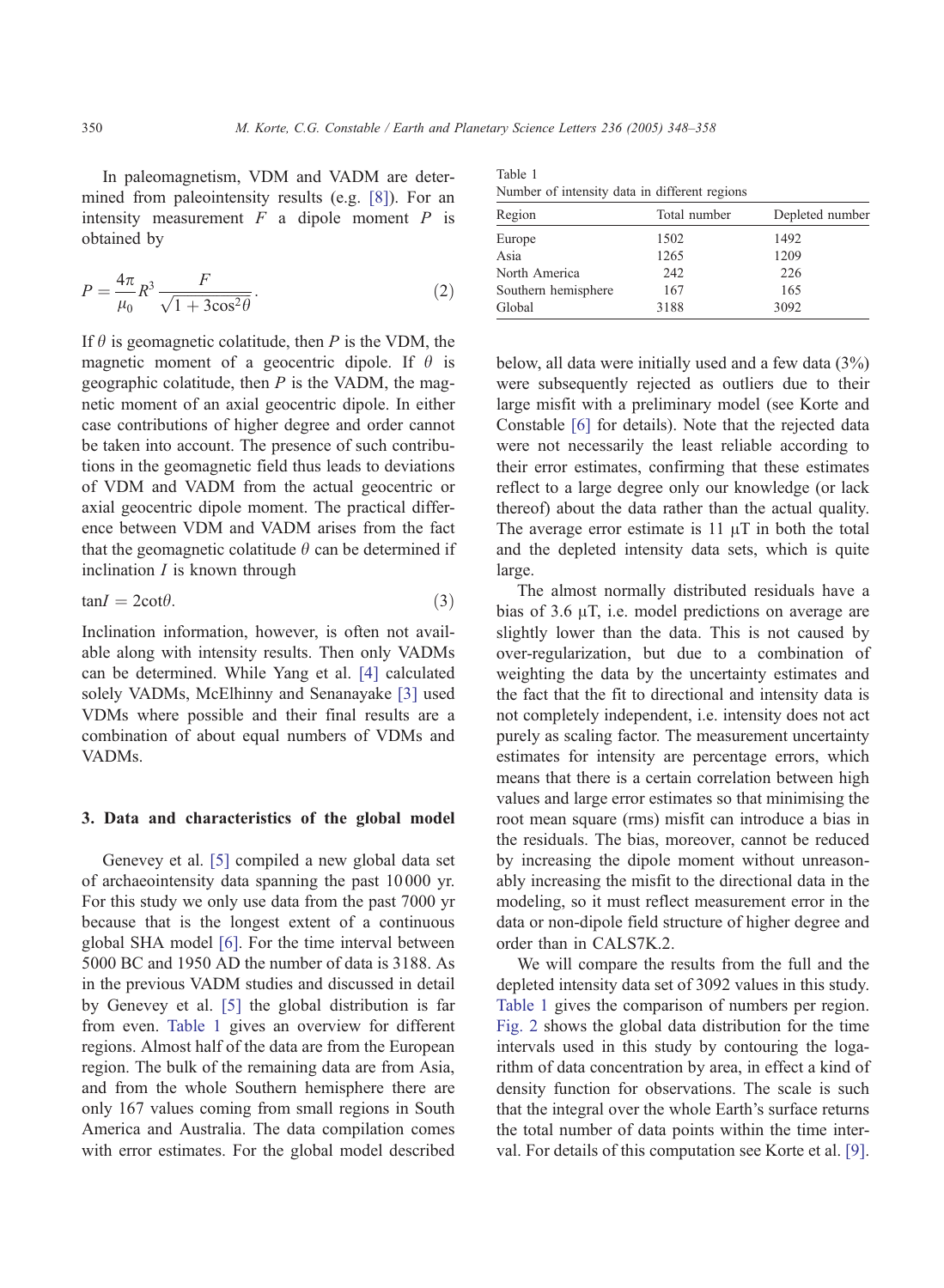In paleomagnetism, VDM and VADM are determined from paleointensity results (e.g. [8]). For an intensity measurement $F$ a dipole moment $P$ is obtained by

$$P = \frac{4\pi}{\mu_0} R^3 \frac{F}{\sqrt{1 + 3\cos^2\theta}}. \tag{2}$$

If $\theta$ is geomagnetic colatitude, then $P$ is the VDM, the magnetic moment of a geocentric dipole. If $\theta$ is geographic colatitude, then $P$ is the VADM, the magnetic moment of an axial geocentric dipole. In either case contributions of higher degree and order cannot be taken into account. The presence of such contributions in the geomagnetic field thus leads to deviations of VDM and VADM from the actual geocentric or axial geocentric dipole moment. The practical difference between VDM and VADM arises from the fact that the geomagnetic colatitude $\theta$ can be determined if inclination $I$ is known through

$$\tan I = 2\cot\theta. \tag{3}$$

Inclination information, however, is often not available along with intensity results. Then only VADMs can be determined. While Yang et al. [4] calculated solely VADMs, McElhinny and Senanayake [3] used VDMs where possible and their final results are a combination of about equal numbers of VDMs and VADMs.

## 3. Data and characteristics of the global model

Genevey et al. [5] compiled a new global data set of archaeointensity data spanning the past 10 000 yr. For this study we only use data from the past 7000 yr because that is the longest extent of a continuous global SHA model [6]. For the time interval between 5000 BC and 1950 AD the number of data is 3188. As in the previous VADM studies and discussed in detail by Genevey et al. [5] the global distribution is far from even. Table 1 gives an overview for different regions. Almost half of the data are from the European region. The bulk of the remaining data are from Asia, and from the whole Southern hemisphere there are only 167 values coming from small regions in South America and Australia. The data compilation comes with error estimates. For the global model described below, all data were initially used and a few data (3%) were subsequently rejected as outliers due to their large misfit with a preliminary model (see Korte and Constable [6] for details). Note that the rejected data were not necessarily the least reliable according to their error estimates, confirming that these estimates reflect to a large degree only our knowledge (or lack thereof) about the data rather than the actual quality. The average error estimate is 11 μT in both the total and the depleted intensity data sets, which is quite large.

Table 1
Number of intensity data in different regions

| Region | Total number | Depleted number |
|---|---|---|
| Europe | 1502 | 1492 |
| Asia | 1265 | 1209 |
| North America | 242 | 226 |
| Southern hemisphere | 167 | 165 |
| Global | 3188 | 3092 |

The almost normally distributed residuals have a bias of 3.6 μT, i.e. model predictions on average are slightly lower than the data. This is not caused by over-regularization, but due to a combination of weighting the data by the uncertainty estimates and the fact that the fit to directional and intensity data is not completely independent, i.e. intensity does not act purely as scaling factor. The measurement uncertainty estimates for intensity are percentage errors, which means that there is a certain correlation between high values and large error estimates so that minimising the root mean square (rms) misfit can introduce a bias in the residuals. The bias, moreover, cannot be reduced by increasing the dipole moment without unreasonably increasing the misfit to the directional data in the modeling, so it must reflect measurement error in the data or non-dipole field structure of higher degree and order than in CALS7K.2.

We will compare the results from the full and the depleted intensity data set of 3092 values in this study. Table 1 gives the comparison of numbers per region. Fig. 2 shows the global data distribution for the time intervals used in this study by contouring the logarithm of data concentration by area, in effect a kind of density function for observations. The scale is such that the integral over the whole Earth's surface returns the total number of data points within the time interval. For details of this computation see Korte et al. [9].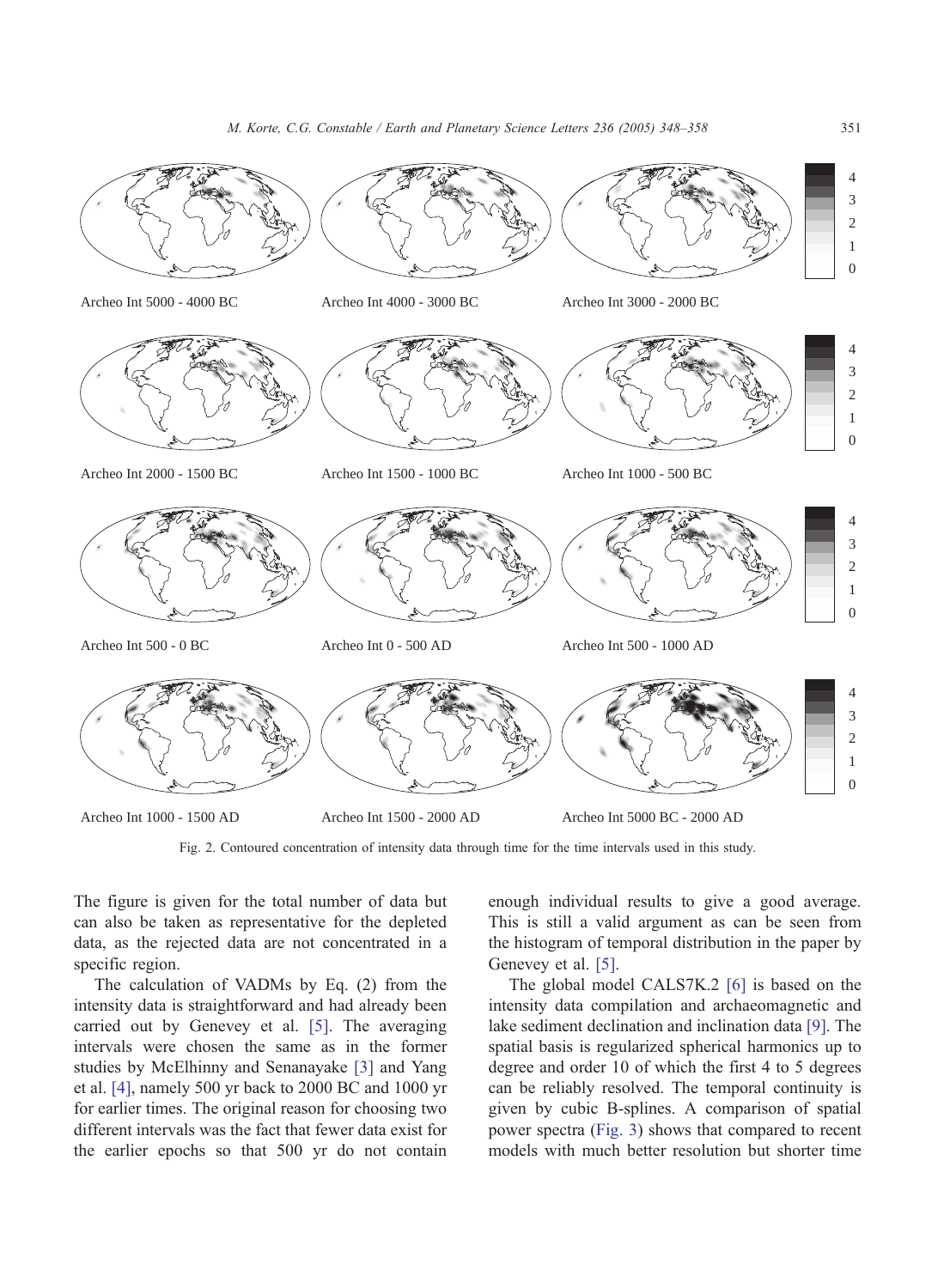Archeo Int 5000 - 4000 BC

Archeo Int 4000 - 3000 BC

Archeo Int 3000 - 2000 BC

Archeo Int 2000 - 1500 BC

Archeo Int 1500 - 1000 BC

Archeo Int 1000 - 500 BC

Archeo Int 500 - 0 BC

Archeo Int 0 - 500 AD

Archeo Int 500 - 1000 AD

Archeo Int 1000 - 1500 AD

Archeo Int 1500 - 2000 AD

Archeo Int 5000 BC - 2000 AD

Fig. 2. Contoured concentration of intensity data through time for the time intervals used in this study.

The figure is given for the total number of data but can also be taken as representative for the depleted data, as the rejected data are not concentrated in a specific region.

The calculation of VADMs by Eq. (2) from the intensity data is straightforward and had already been carried out by Genevey et al. [5]. The averaging intervals were chosen the same as in the former studies by McElhinny and Senanayake [3] and Yang et al. [4], namely 500 yr back to 2000 BC and 1000 yr for earlier times. The original reason for choosing two different intervals was the fact that fewer data exist for the earlier epochs so that 500 yr do not contain enough individual results to give a good average. This is still a valid argument as can be seen from the histogram of temporal distribution in the paper by Genevey et al. [5].

The global model CALS7K.2 [6] is based on the intensity data compilation and archaeomagnetic and lake sediment declination and inclination data [9]. The spatial basis is regularized spherical harmonics up to degree and order 10 of which the first 4 to 5 degrees can be reliably resolved. The temporal continuity is given by cubic B-splines. A comparison of spatial power spectra (Fig. 3) shows that compared to recent models with much better resolution but shorter time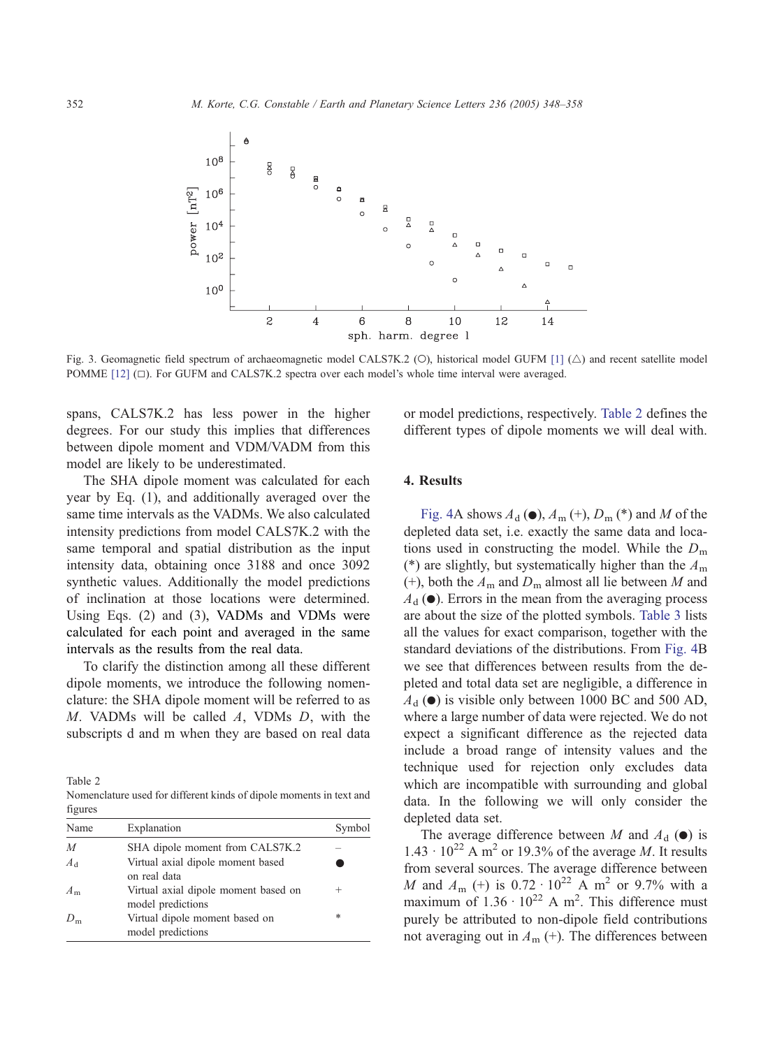Fig. 3. Geomagnetic field spectrum of archaeomagnetic model CALS7K.2 (○), historical model GUFM [1] (△) and recent satellite model POMME [12] (□). For GUFM and CALS7K.2 spectra over each model's whole time interval were averaged.

spans, CALS7K.2 has less power in the higher degrees. For our study this implies that differences between dipole moment and VDM/VADM from this model are likely to be underestimated.

The SHA dipole moment was calculated for each year by Eq. (1), and additionally averaged over the same time intervals as the VADMs. We also calculated intensity predictions from model CALS7K.2 with the same temporal and spatial distribution as the input intensity data, obtaining once 3188 and once 3092 synthetic values. Additionally the model predictions of inclination at those locations were determined. Using Eqs. (2) and (3), VADMs and VDMs were calculated for each point and averaged in the same intervals as the results from the real data.

To clarify the distinction among all these different dipole moments, we introduce the following nomenclature: the SHA dipole moment will be referred to as $M$. VADMs will be called $A$, VDMs $D$, with the subscripts d and m when they are based on real data or model predictions, respectively. Table 2 defines the different types of dipole moments we will deal with.

Table 2
Nomenclature used for different kinds of dipole moments in text and figures

| Name | Explanation | Symbol |
|---|---|---|
| $M$ | SHA dipole moment from CALS7K.2 | – |
| $A_d$ | Virtual axial dipole moment based on real data | ● |
| $A_m$ | Virtual axial dipole moment based on model predictions | + |
| $D_m$ | Virtual dipole moment based on model predictions | * |

## 4. Results

Fig. 4A shows $A_d$ (●), $A_m$ (+), $D_m$ (*) and $M$ of the depleted data set, i.e. exactly the same data and locations used in constructing the model. While the $D_m$ (*) are slightly, but systematically higher than the $A_m$ (+), both the $A_m$ and $D_m$ almost all lie between $M$ and $A_d$ (●). Errors in the mean from the averaging process are about the size of the plotted symbols. Table 3 lists all the values for exact comparison, together with the standard deviations of the distributions. From Fig. 4B we see that differences between results from the depleted and total data set are negligible, a difference in $A_d$ (●) is visible only between 1000 BC and 500 AD, where a large number of data were rejected. We do not expect a significant difference as the rejected data include a broad range of intensity values and the technique used for rejection only excludes data which are incompatible with surrounding and global data. In the following we will only consider the depleted data set.

The average difference between $M$ and $A_d$ (●) is $1.43 \cdot 10^{22}$ A m$^2$ or 19.3% of the average $M$. It results from several sources. The average difference between $M$ and $A_m$ (+) is $0.72 \cdot 10^{22}$ A m$^2$ or 9.7% with a maximum of $1.36 \cdot 10^{22}$ A m$^2$. This difference must purely be attributed to non-dipole field contributions not averaging out in $A_m$ (+). The differences between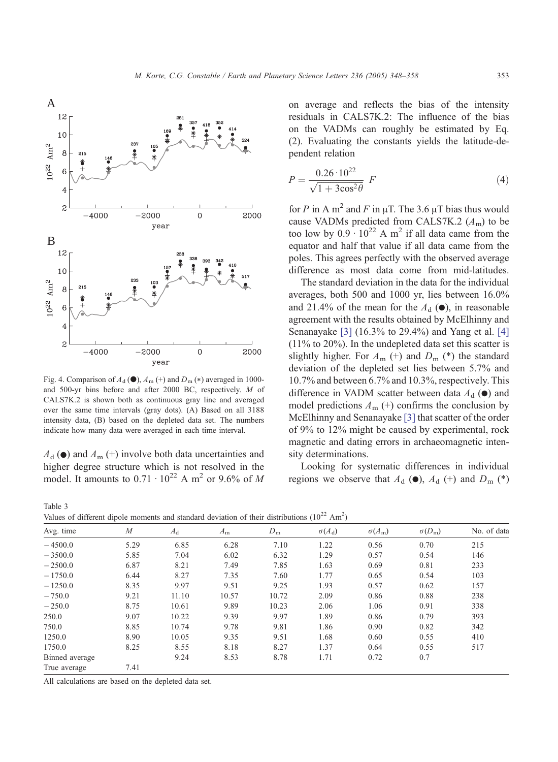Fig. 4. Comparison of $A_d$ (●), $A_m$ (+) and $D_m$ (*) averaged in 1000- and 500-yr bins before and after 2000 BC, respectively. $M$ of CALS7K.2 is shown both as continuous gray line and averaged over the same time intervals (gray dots). (A) Based on all 3188 intensity data, (B) based on the depleted data set. The numbers indicate how many data were averaged in each time interval.

$A_d$ (●) and $A_m$ (+) involve both data uncertainties and higher degree structure which is not resolved in the model. It amounts to $0.71 \cdot 10^{22}$ A m$^2$ or 9.6% of $M$ on average and reflects the bias of the intensity residuals in CALS7K.2: The influence of the bias on the VADMs can roughly be estimated by Eq. (2). Evaluating the constants yields the latitude-dependent relation

$$P = \frac{0.26 \cdot 10^{22}}{\sqrt{1 + 3\cos^2\theta}} F \tag{4}$$

for $P$ in A m$^2$ and $F$ in μT. The 3.6 μT bias thus would cause VADMs predicted from CALS7K.2 ($A_m$) to be too low by $0.9 \cdot 10^{22}$ A m$^2$ if all data came from the equator and half that value if all data came from the poles. This agrees perfectly with the observed average difference as most data come from mid-latitudes.

The standard deviation in the data for the individual averages, both 500 and 1000 yr, lies between 16.0% and 21.4% of the mean for the $A_d$ (●), in reasonable agreement with the results obtained by McElhinny and Senanayake [3] (16.3% to 29.4%) and Yang et al. [4] (11% to 20%). In the undepleted data set this scatter is slightly higher. For $A_m$ (+) and $D_m$ (*) the standard deviation of the depleted set lies between 5.7% and 10.7% and between 6.7% and 10.3%, respectively. This difference in VADM scatter between data $A_d$ (●) and model predictions $A_m$ (+) confirms the conclusion by McElhinny and Senanayake [3] that scatter of the order of 9% to 12% might be caused by experimental, rock magnetic and dating errors in archaeomagnetic intensity determinations.

Looking for systematic differences in individual regions we observe that $A_d$ (●), $A_d$ (+) and $D_m$ (*)

Table 3
Values of different dipole moments and standard deviation of their distributions ($10^{22}$ Am$^2$)

| Avg. time | $M$ | $A_d$ | $A_m$ | $D_m$ | $\sigma(A_d)$ | $\sigma(A_m)$ | $\sigma(D_m)$ | No. of data |
|---|---|---|---|---|---|---|---|---|
| −4500.0 | 5.29 | 6.85 | 6.28 | 7.10 | 1.22 | 0.56 | 0.70 | 215 |
| −3500.0 | 5.85 | 7.04 | 6.02 | 6.32 | 1.29 | 0.57 | 0.54 | 146 |
| −2500.0 | 6.87 | 8.21 | 7.49 | 7.85 | 1.63 | 0.69 | 0.81 | 233 |
| −1750.0 | 6.44 | 8.27 | 7.35 | 7.60 | 1.77 | 0.65 | 0.54 | 103 |
| −1250.0 | 8.35 | 9.97 | 9.51 | 9.25 | 1.93 | 0.57 | 0.62 | 157 |
| −750.0 | 9.21 | 11.10 | 10.57 | 10.72 | 2.09 | 0.86 | 0.88 | 238 |
| −250.0 | 8.75 | 10.61 | 9.89 | 10.23 | 2.06 | 1.06 | 0.91 | 338 |
| 250.0 | 9.07 | 10.22 | 9.39 | 9.97 | 1.89 | 0.86 | 0.79 | 393 |
| 750.0 | 8.85 | 10.74 | 9.78 | 9.81 | 1.86 | 0.90 | 0.82 | 342 |
| 1250.0 | 8.90 | 10.05 | 9.35 | 9.51 | 1.68 | 0.60 | 0.55 | 410 |
| 1750.0 | 8.25 | 8.55 | 8.18 | 8.27 | 1.37 | 0.64 | 0.55 | 517 |
| Binned average | | 9.24 | 8.53 | 8.78 | 1.71 | 0.72 | 0.7 | |
| True average | 7.41 | | | | | | | |

All calculations are based on the depleted data set.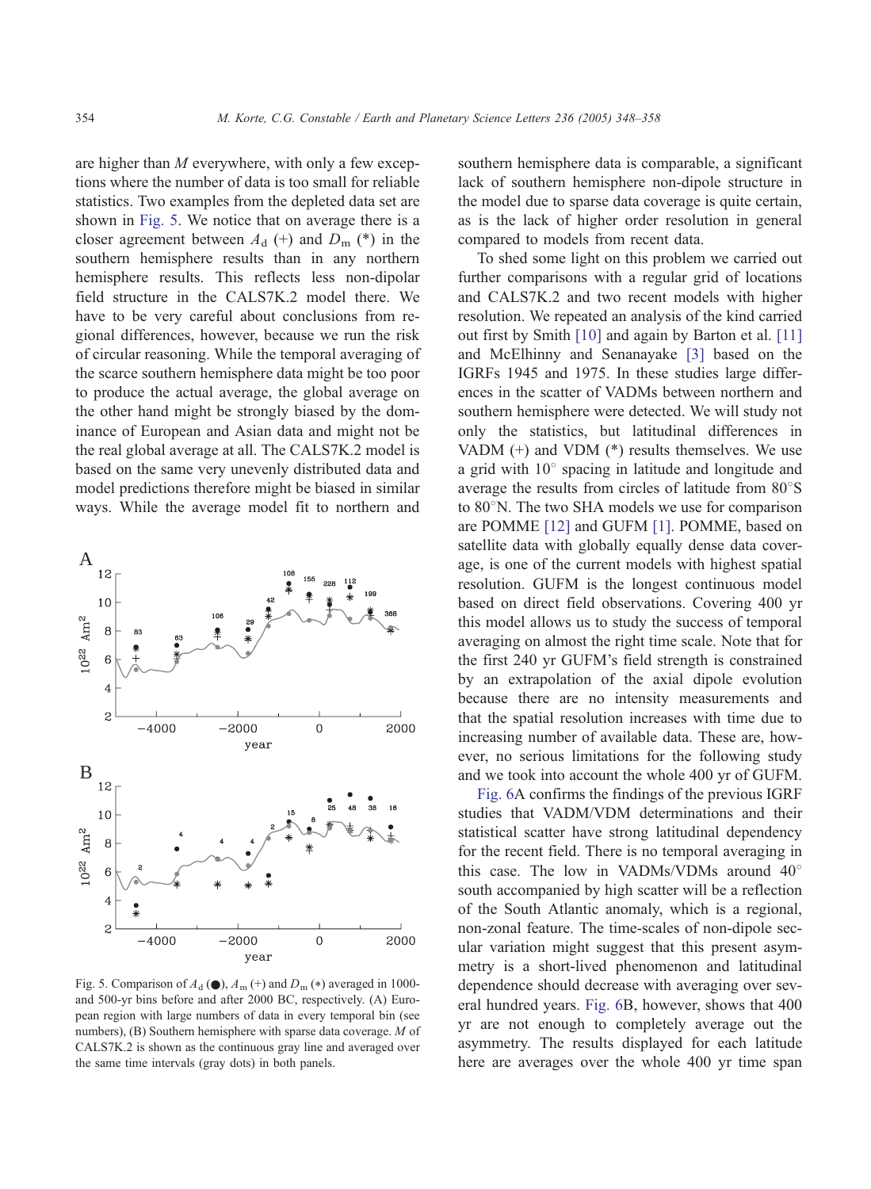are higher than $M$ everywhere, with only a few exceptions where the number of data is too small for reliable statistics. Two examples from the depleted data set are shown in Fig. 5. We notice that on average there is a closer agreement between $A_d$ (+) and $D_m$ (*) in the southern hemisphere results than in any northern hemisphere results. This reflects less non-dipolar field structure in the CALS7K.2 model there. We have to be very careful about conclusions from regional differences, however, because we run the risk of circular reasoning. While the temporal averaging of the scarce southern hemisphere data might be too poor to produce the actual average, the global average on the other hand might be strongly biased by the dominance of European and Asian data and might not be the real global average at all. The CALS7K.2 model is based on the same very unevenly distributed data and model predictions therefore might be biased in similar ways. While the average model fit to northern and southern hemisphere data is comparable, a significant lack of southern hemisphere non-dipole structure in the model due to sparse data coverage is quite certain, as is the lack of higher order resolution in general compared to models from recent data.

Fig. 5. Comparison of $A_d$ (●), $A_m$ (+) and $D_m$ (*) averaged in 1000- and 500-yr bins before and after 2000 BC, respectively. (A) European region with large numbers of data in every temporal bin (see numbers), (B) Southern hemisphere with sparse data coverage. $M$ of CALS7K.2 is shown as the continuous gray line and averaged over the same time intervals (gray dots) in both panels.

To shed some light on this problem we carried out further comparisons with a regular grid of locations and CALS7K.2 and two recent models with higher resolution. We repeated an analysis of the kind carried out first by Smith [10] and again by Barton et al. [11] and McElhinny and Senanayake [3] based on the IGRFs 1945 and 1975. In these studies large differences in the scatter of VADMs between northern and southern hemisphere were detected. We will study not only the statistics, but latitudinal differences in VADM (+) and VDM (*) results themselves. We use a grid with 10° spacing in latitude and longitude and average the results from circles of latitude from 80°S to 80°N. The two SHA models we use for comparison are POMME [12] and GUFM [1]. POMME, based on satellite data with globally equally dense data coverage, is one of the current models with highest spatial resolution. GUFM is the longest continuous model based on direct field observations. Covering 400 yr this model allows us to study the success of temporal averaging on almost the right time scale. Note that for the first 240 yr GUFM's field strength is constrained by an extrapolation of the axial dipole evolution because there are no intensity measurements and that the spatial resolution increases with time due to increasing number of available data. These are, however, no serious limitations for the following study and we took into account the whole 400 yr of GUFM.

Fig. 6A confirms the findings of the previous IGRF studies that VADM/VDM determinations and their statistical scatter have strong latitudinal dependency for the recent field. There is no temporal averaging in this case. The low in VADMs/VDMs around 40° south accompanied by high scatter will be a reflection of the South Atlantic anomaly, which is a regional, non-zonal feature. The time-scales of non-dipole secular variation might suggest that this present asymmetry is a short-lived phenomenon and latitudinal dependence should decrease with averaging over several hundred years. Fig. 6B, however, shows that 400 yr are not enough to completely average out the asymmetry. The results displayed for each latitude here are averages over the whole 400 yr time span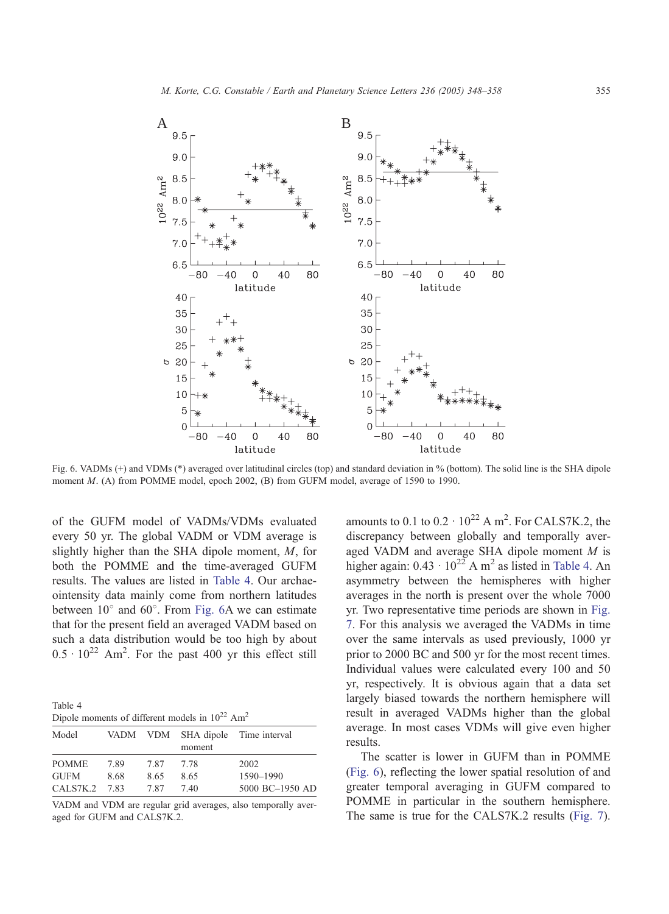Fig. 6. VADMs (+) and VDMs (*) averaged over latitudinal circles (top) and standard deviation in % (bottom). The solid line is the SHA dipole moment *M*. (A) from POMME model, epoch 2002, (B) from GUFM model, average of 1590 to 1990.

of the GUFM model of VADMs/VDMs evaluated every 50 yr. The global VADM or VDM average is slightly higher than the SHA dipole moment, *M*, for both the POMME and the time-averaged GUFM results. The values are listed in Table 4. Our archaeointensity data mainly come from northern latitudes between 10° and 60°. From Fig. 6A we can estimate that for the present field an averaged VADM based on such a data distribution would be too high by about $0.5 \cdot 10^{22}$ Am$^2$. For the past 400 yr this effect still amounts to 0.1 to $0.2 \cdot 10^{22}$ A m$^2$. For CALS7K.2, the discrepancy between globally and temporally averaged VADM and average SHA dipole moment *M* is higher again: $0.43 \cdot 10^{22}$ A m$^2$ as listed in Table 4. An asymmetry between the hemispheres with higher averages in the north is present over the whole 7000 yr. Two representative time periods are shown in Fig. 7. For this analysis we averaged the VADMs in time over the same intervals as used previously, 1000 yr prior to 2000 BC and 500 yr for the most recent times. Individual values were calculated every 100 and 50 yr, respectively. It is obvious again that a data set largely biased towards the northern hemisphere will result in averaged VADMs higher than the global average. In most cases VDMs will give even higher results.

Table 4
Dipole moments of different models in $10^{22}$ Am$^2$

| Model | VADM | VDM | SHA dipole moment | Time interval |
|---|---|---|---|---|
| POMME | 7.89 | 7.87 | 7.78 | 2002 |
| GUFM | 8.68 | 8.65 | 8.65 | 1590–1990 |
| CALS7K.2 | 7.83 | 7.87 | 7.40 | 5000 BC–1950 AD |

VADM and VDM are regular grid averages, also temporally averaged for GUFM and CALS7K.2.

The scatter is lower in GUFM than in POMME (Fig. 6), reflecting the lower spatial resolution of and greater temporal averaging in GUFM compared to POMME in particular in the southern hemisphere. The same is true for the CALS7K.2 results (Fig. 7).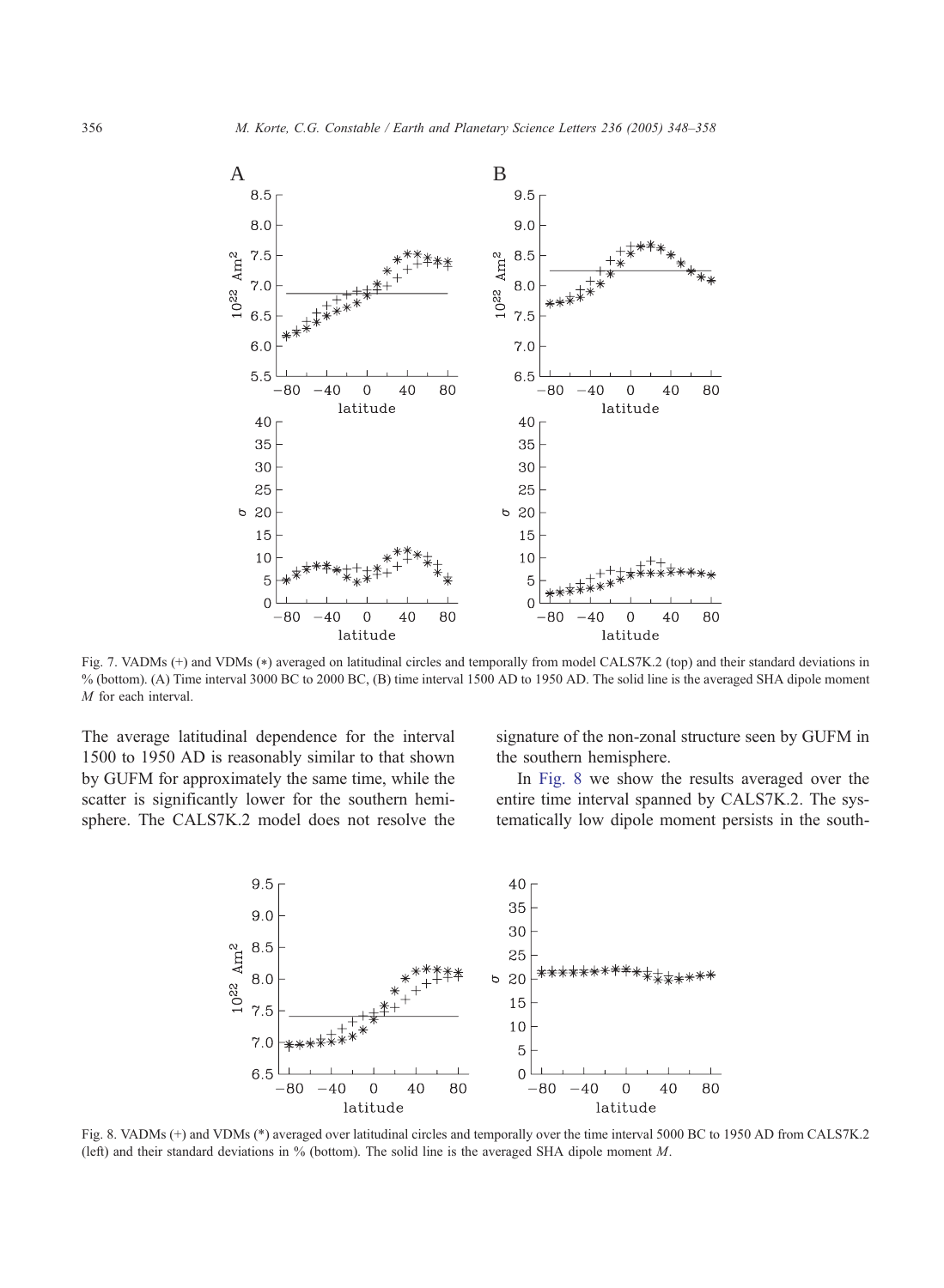Fig. 7. VADMs (+) and VDMs (∗) averaged on latitudinal circles and temporally from model CALS7K.2 (top) and their standard deviations in % (bottom). (A) Time interval 3000 BC to 2000 BC, (B) time interval 1500 AD to 1950 AD. The solid line is the averaged SHA dipole moment $M$ for each interval.

The average latitudinal dependence for the interval 1500 to 1950 AD is reasonably similar to that shown by GUFM for approximately the same time, while the scatter is significantly lower for the southern hemisphere. The CALS7K.2 model does not resolve the signature of the non-zonal structure seen by GUFM in the southern hemisphere.

In Fig. 8 we show the results averaged over the entire time interval spanned by CALS7K.2. The systematically low dipole moment persists in the south-

Fig. 8. VADMs (+) and VDMs (*) averaged over latitudinal circles and temporally over the time interval 5000 BC to 1950 AD from CALS7K.2 (left) and their standard deviations in % (bottom). The solid line is the averaged SHA dipole moment $M$.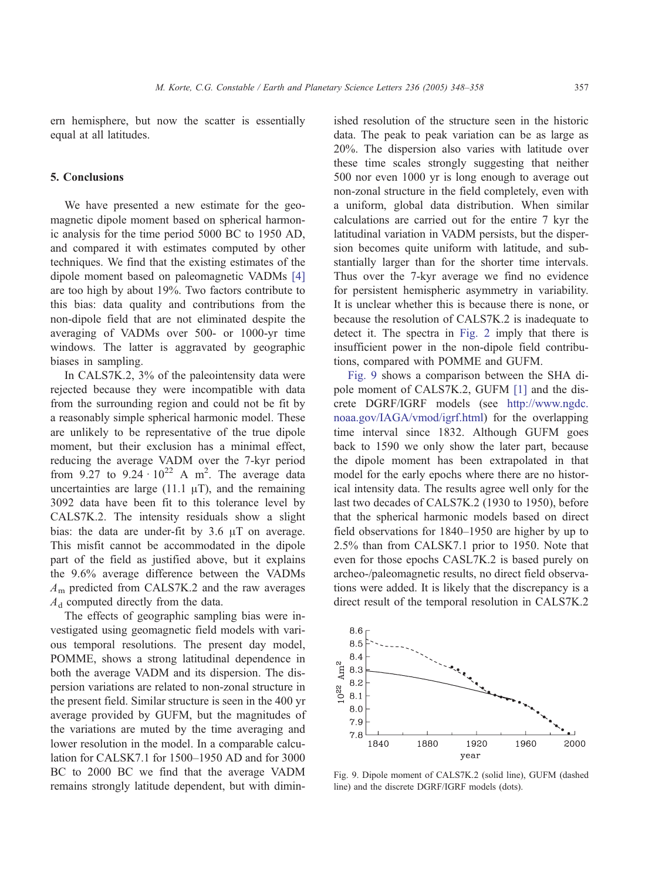ern hemisphere, but now the scatter is essentially equal at all latitudes.

## 5. Conclusions

We have presented a new estimate for the geomagnetic dipole moment based on spherical harmonic analysis for the time period 5000 BC to 1950 AD, and compared it with estimates computed by other techniques. We find that the existing estimates of the dipole moment based on paleomagnetic VADMs [4] are too high by about 19%. Two factors contribute to this bias: data quality and contributions from the non-dipole field that are not eliminated despite the averaging of VADMs over 500- or 1000-yr time windows. The latter is aggravated by geographic biases in sampling.

In CALS7K.2, 3% of the paleointensity data were rejected because they were incompatible with data from the surrounding region and could not be fit by a reasonably simple spherical harmonic model. These are unlikely to be representative of the true dipole moment, but their exclusion has a minimal effect, reducing the average VADM over the 7-kyr period from 9.27 to $9.24 \cdot 10^{22}$ A m$^2$. The average data uncertainties are large (11.1 μT), and the remaining 3092 data have been fit to this tolerance level by CALS7K.2. The intensity residuals show a slight bias: the data are under-fit by 3.6 μT on average. This misfit cannot be accommodated in the dipole part of the field as justified above, but it explains the 9.6% average difference between the VADMs $A_\mathrm{m}$ predicted from CALS7K.2 and the raw averages $A_\mathrm{d}$ computed directly from the data.

The effects of geographic sampling bias were investigated using geomagnetic field models with various temporal resolutions. The present day model, POMME, shows a strong latitudinal dependence in both the average VADM and its dispersion. The dispersion variations are related to non-zonal structure in the present field. Similar structure is seen in the 400 yr average provided by GUFM, but the magnitudes of the variations are muted by the time averaging and lower resolution in the model. In a comparable calculation for CALSK7.1 for 1500–1950 AD and for 3000 BC to 2000 BC we find that the average VADM remains strongly latitude dependent, but with diminished resolution of the structure seen in the historic data. The peak to peak variation can be as large as 20%. The dispersion also varies with latitude over these time scales strongly suggesting that neither 500 nor even 1000 yr is long enough to average out non-zonal structure in the field completely, even with a uniform, global data distribution. When similar calculations are carried out for the entire 7 kyr the latitudinal variation in VADM persists, but the dispersion becomes quite uniform with latitude, and substantially larger than for the shorter time intervals. Thus over the 7-kyr average we find no evidence for persistent hemispheric asymmetry in variability. It is unclear whether this is because there is none, or because the resolution of CALS7K.2 is inadequate to detect it. The spectra in Fig. 2 imply that there is insufficient power in the non-dipole field contributions, compared with POMME and GUFM.

Fig. 9 shows a comparison between the SHA dipole moment of CALS7K.2, GUFM [1] and the discrete DGRF/IGRF models (see http://www.ngdc.noaa.gov/IAGA/vmod/igrf.html) for the overlapping time interval since 1832. Although GUFM goes back to 1590 we only show the later part, because the dipole moment has been extrapolated in that model for the early epochs where there are no historical intensity data. The results agree well only for the last two decades of CALS7K.2 (1930 to 1950), before that the spherical harmonic models based on direct field observations for 1840–1950 are higher by up to 2.5% than from CALSK7.1 prior to 1950. Note that even for those epochs CASL7K.2 is based purely on archeo-/paleomagnetic results, no direct field observations were added. It is likely that the discrepancy is a direct result of the temporal resolution in CALS7K.2

Fig. 9. Dipole moment of CALS7K.2 (solid line), GUFM (dashed line) and the discrete DGRF/IGRF models (dots).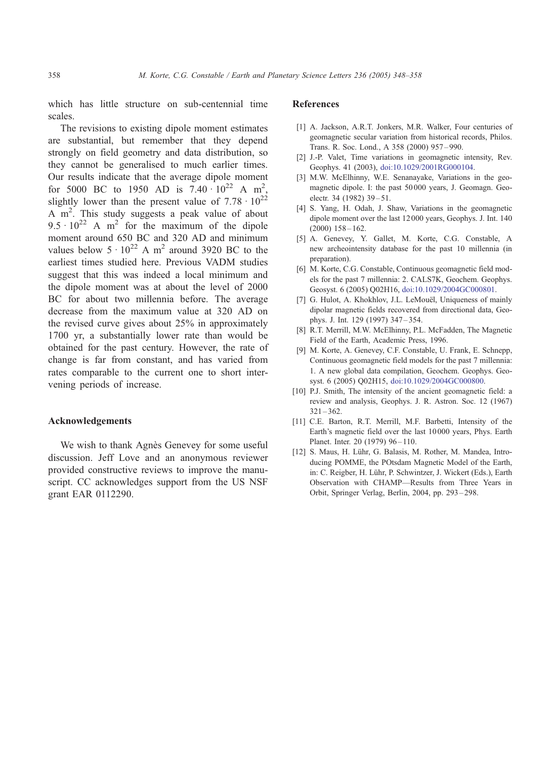which has little structure on sub-centennial time scales.

The revisions to existing dipole moment estimates are substantial, but remember that they depend strongly on field geometry and data distribution, so they cannot be generalised to much earlier times. Our results indicate that the average dipole moment for 5000 BC to 1950 AD is $7.40 \cdot 10^{22}$ A m$^2$, slightly lower than the present value of $7.78 \cdot 10^{22}$ A m$^2$. This study suggests a peak value of about $9.5 \cdot 10^{22}$ A m$^2$ for the maximum of the dipole moment around 650 BC and 320 AD and minimum values below $5 \cdot 10^{22}$ A m$^2$ around 3920 BC to the earliest times studied here. Previous VADM studies suggest that this was indeed a local minimum and the dipole moment was at about the level of 2000 BC for about two millennia before. The average decrease from the maximum value at 320 AD on the revised curve gives about 25% in approximately 1700 yr, a substantially lower rate than would be obtained for the past century. However, the rate of change is far from constant, and has varied from rates comparable to the current one to short intervening periods of increase.

## Acknowledgements

We wish to thank Agnès Genevey for some useful discussion. Jeff Love and an anonymous reviewer provided constructive reviews to improve the manuscript. CC acknowledges support from the US NSF grant EAR 0112290.

## References

[1] A. Jackson, A.R.T. Jonkers, M.R. Walker, Four centuries of geomagnetic secular variation from historical records, Philos. Trans. R. Soc. Lond., A 358 (2000) 957–990.

[2] J.-P. Valet, Time variations in geomagnetic intensity, Rev. Geophys. 41 (2003), doi:10.1029/2001RG000104.

[3] M.W. McElhinny, W.E. Senanayake, Variations in the geomagnetic dipole. I: the past 50 000 years, J. Geomagn. Geoelectr. 34 (1982) 39–51.

[4] S. Yang, H. Odah, J. Shaw, Variations in the geomagnetic dipole moment over the last 12 000 years, Geophys. J. Int. 140 (2000) 158–162.

[5] A. Genevey, Y. Gallet, M. Korte, C.G. Constable, A new archeointensity database for the past 10 millennia (in preparation).

[6] M. Korte, C.G. Constable, Continuous geomagnetic field models for the past 7 millennia: 2. CALS7K, Geochem. Geophys. Geosyst. 6 (2005) Q02H16, doi:10.1029/2004GC000801.

[7] G. Hulot, A. Khokhlov, J.L. LeMouël, Uniqueness of mainly dipolar magnetic fields recovered from directional data, Geophys. J. Int. 129 (1997) 347–354.

[8] R.T. Merrill, M.W. McElhinny, P.L. McFadden, The Magnetic Field of the Earth, Academic Press, 1996.

[9] M. Korte, A. Genevey, C.F. Constable, U. Frank, E. Schnepp, Continuous geomagnetic field models for the past 7 millennia: 1. A new global data compilation, Geochem. Geophys. Geosyst. 6 (2005) Q02H15, doi:10.1029/2004GC000800.

[10] P.J. Smith, The intensity of the ancient geomagnetic field: a review and analysis, Geophys. J. R. Astron. Soc. 12 (1967) 321–362.

[11] C.E. Barton, R.T. Merrill, M.F. Barbetti, Intensity of the Earth's magnetic field over the last 10 000 years, Phys. Earth Planet. Inter. 20 (1979) 96–110.

[12] S. Maus, H. Lühr, G. Balasis, M. Rother, M. Mandea, Introducing POMME, the POtsdam Magnetic Model of the Earth, in: C. Reigber, H. Lühr, P. Schwintzer, J. Wickert (Eds.), Earth Observation with CHAMP—Results from Three Years in Orbit, Springer Verlag, Berlin, 2004, pp. 293–298.